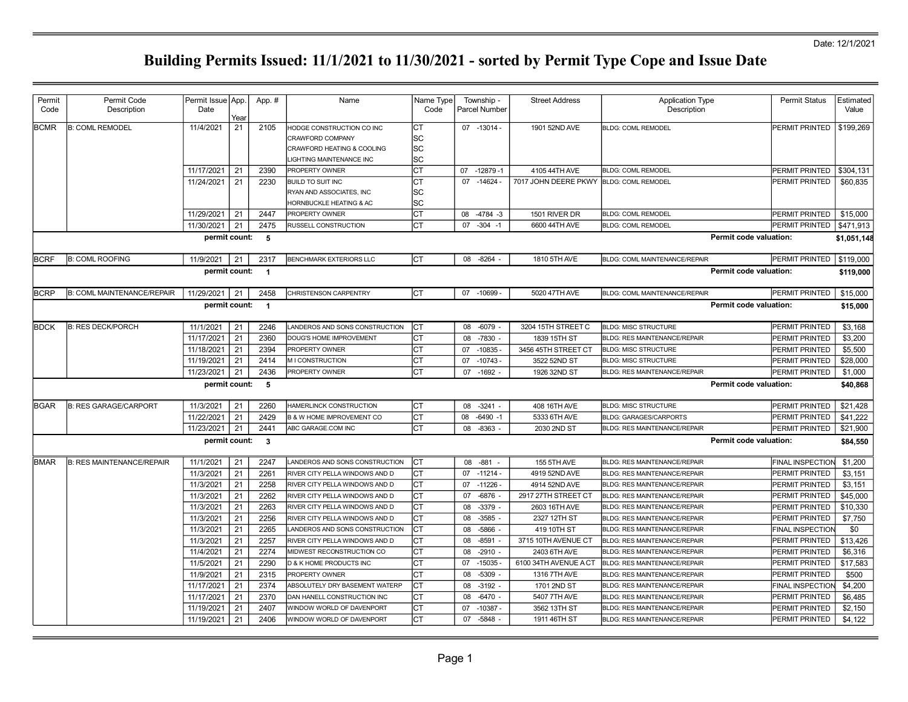Date: 12/1/2021

# Building Permits Issued: 11/1/2021 to 11/30/2021 - sorted by Permit Type Cope and Issue Date

| Permit Code | Permit Code Description | Permit Issue Date | App. Year | App. # | Name | Name Type Code | Township - Parcel Number | Street Address | Application Type Description | Permit Status | Estimated Value |
|---|---|---|---|---|---|---|---|---|---|---|---|
| BCMR | B: COML REMODEL | 11/4/2021 | 21 | 2105 | HODGE CONSTRUCTION CO INC | CT | 07 -13014 - | 1901 52ND AVE | BLDG: COML REMODEL | PERMIT PRINTED | $199,269 |
| | | | | | CRAWFORD COMPANY | SC | | | | | |
| | | | | | CRAWFORD HEATING & COOLING | SC | | | | | |
| | | | | | LIGHTING MAINTENANCE INC | SC | | | | | |
| | | 11/17/2021 | 21 | 2390 | PROPERTY OWNER | CT | 07 -12879 -1 | 4105 44TH AVE | BLDG: COML REMODEL | PERMIT PRINTED | $304,131 |
| | | 11/24/2021 | 21 | 2230 | BUILD TO SUIT INC | CT | 07 -14624 - | 7017 JOHN DEERE PKWY | BLDG: COML REMODEL | PERMIT PRINTED | $60,835 |
| | | | | | RYAN AND ASSOCIATES, INC | SC | | | | | |
| | | | | | HORNBUCKLE HEATING & AC | SC | | | | | |
| | | 11/29/2021 | 21 | 2447 | PROPERTY OWNER | CT | 08 -4784 -3 | 1501 RIVER DR | BLDG: COML REMODEL | PERMIT PRINTED | $15,000 |
| | | 11/30/2021 | 21 | 2475 | RUSSELL CONSTRUCTION | CT | 07 -304 -1 | 6600 44TH AVE | BLDG: COML REMODEL | PERMIT PRINTED | $471,913 |
| | | **permit count:** | | **5** | | | | | | **Permit code valuation:** | **$1,051,148** |
| BCRF | B: COML ROOFING | 11/9/2021 | 21 | 2317 | BENCHMARK EXTERIORS LLC | CT | 08 -8264 - | 1810 5TH AVE | BLDG: COML MAINTENANCE/REPAIR | PERMIT PRINTED | $119,000 |
| | | **permit count:** | | **1** | | | | | | **Permit code valuation:** | **$119,000** |
| BCRP | B: COML MAINTENANCE/REPAIR | 11/29/2021 | 21 | 2458 | CHRISTENSON CARPENTRY | CT | 07 -10699 - | 5020 47TH AVE | BLDG: COML MAINTENANCE/REPAIR | PERMIT PRINTED | $15,000 |
| | | **permit count:** | | **1** | | | | | | **Permit code valuation:** | **$15,000** |
| BDCK | B: RES DECK/PORCH | 11/1/2021 | 21 | 2246 | LANDEROS AND SONS CONSTRUCTION | CT | 08 -6079 - | 3204 15TH STREET C | BLDG: MISC STRUCTURE | PERMIT PRINTED | $3,168 |
| | | 11/17/2021 | 21 | 2360 | DOUG'S HOME IMPROVEMENT | CT | 08 -7830 - | 1839 15TH ST | BLDG: RES MAINTENANCE/REPAIR | PERMIT PRINTED | $3,200 |
| | | 11/18/2021 | 21 | 2394 | PROPERTY OWNER | CT | 07 -10835 - | 3456 45TH STREET CT | BLDG: MISC STRUCTURE | PERMIT PRINTED | $5,500 |
| | | 11/19/2021 | 21 | 2414 | M I CONSTRUCTION | CT | 07 -10743 - | 3522 52ND ST | BLDG: MISC STRUCTURE | PERMIT PRINTED | $28,000 |
| | | 11/23/2021 | 21 | 2436 | PROPERTY OWNER | CT | 07 -1692 - | 1926 32ND ST | BLDG: RES MAINTENANCE/REPAIR | PERMIT PRINTED | $1,000 |
| | | **permit count:** | | **5** | | | | | | **Permit code valuation:** | **$40,868** |
| BGAR | B: RES GARAGE/CARPORT | 11/3/2021 | 21 | 2260 | HAMERLINCK CONSTRUCTION | CT | 08 -3241 - | 408 16TH AVE | BLDG: MISC STRUCTURE | PERMIT PRINTED | $21,428 |
| | | 11/22/2021 | 21 | 2429 | B & W HOME IMPROVEMENT CO | CT | 08 -6490 -1 | 5333 6TH AVE | BLDG: GARAGES/CARPORTS | PERMIT PRINTED | $41,222 |
| | | 11/23/2021 | 21 | 2441 | ABC GARAGE.COM INC | CT | 08 -8363 - | 2030 2ND ST | BLDG: RES MAINTENANCE/REPAIR | PERMIT PRINTED | $21,900 |
| | | **permit count:** | | **3** | | | | | | **Permit code valuation:** | **$84,550** |
| BMAR | B: RES MAINTENANCE/REPAIR | 11/1/2021 | 21 | 2247 | LANDEROS AND SONS CONSTRUCTION | CT | 08 -881 - | 155 5TH AVE | BLDG: RES MAINTENANCE/REPAIR | FINAL INSPECTION | $1,200 |
| | | 11/3/2021 | 21 | 2261 | RIVER CITY PELLA WINDOWS AND D | CT | 07 -11214 - | 4919 52ND AVE | BLDG: RES MAINTENANCE/REPAIR | PERMIT PRINTED | $3,151 |
| | | 11/3/2021 | 21 | 2258 | RIVER CITY PELLA WINDOWS AND D | CT | 07 -11226 - | 4914 52ND AVE | BLDG: RES MAINTENANCE/REPAIR | PERMIT PRINTED | $3,151 |
| | | 11/3/2021 | 21 | 2262 | RIVER CITY PELLA WINDOWS AND D | CT | 07 -6876 - | 2917 27TH STREET CT | BLDG: RES MAINTENANCE/REPAIR | PERMIT PRINTED | $45,000 |
| | | 11/3/2021 | 21 | 2263 | RIVER CITY PELLA WINDOWS AND D | CT | 08 -3379 - | 2603 16TH AVE | BLDG: RES MAINTENANCE/REPAIR | PERMIT PRINTED | $10,330 |
| | | 11/3/2021 | 21 | 2256 | RIVER CITY PELLA WINDOWS AND D | CT | 08 -3585 - | 2327 12TH ST | BLDG: RES MAINTENANCE/REPAIR | PERMIT PRINTED | $7,750 |
| | | 11/3/2021 | 21 | 2265 | LANDEROS AND SONS CONSTRUCTION | CT | 08 -5866 - | 419 10TH ST | BLDG: RES MAINTENANCE/REPAIR | FINAL INSPECTION | $0 |
| | | 11/3/2021 | 21 | 2257 | RIVER CITY PELLA WINDOWS AND D | CT | 08 -8591 - | 3715 10TH AVENUE CT | BLDG: RES MAINTENANCE/REPAIR | PERMIT PRINTED | $13,426 |
| | | 11/4/2021 | 21 | 2274 | MIDWEST RECONSTRUCTION CO | CT | 08 -2910 - | 2403 6TH AVE | BLDG: RES MAINTENANCE/REPAIR | PERMIT PRINTED | $6,316 |
| | | 11/5/2021 | 21 | 2290 | D & K HOME PRODUCTS INC | CT | 07 -15035 - | 6100 34TH AVENUE A CT | BLDG: RES MAINTENANCE/REPAIR | PERMIT PRINTED | $17,583 |
| | | 11/9/2021 | 21 | 2315 | PROPERTY OWNER | CT | 08 -5309 - | 1316 7TH AVE | BLDG: RES MAINTENANCE/REPAIR | PERMIT PRINTED | $500 |
| | | 11/17/2021 | 21 | 2374 | ABSOLUTELY DRY BASEMENT WATERP | CT | 08 -3192 - | 1701 2ND ST | BLDG: RES MAINTENANCE/REPAIR | FINAL INSPECTION | $4,200 |
| | | 11/17/2021 | 21 | 2370 | DAN HANELL CONSTRUCTION INC | CT | 08 -6470 - | 5407 7TH AVE | BLDG: RES MAINTENANCE/REPAIR | PERMIT PRINTED | $6,485 |
| | | 11/19/2021 | 21 | 2407 | WINDOW WORLD OF DAVENPORT | CT | 07 -10387 - | 3562 13TH ST | BLDG: RES MAINTENANCE/REPAIR | PERMIT PRINTED | $2,150 |
| | | 11/19/2021 | 21 | 2406 | WINDOW WORLD OF DAVENPORT | CT | 07 -5848 - | 1911 46TH ST | BLDG: RES MAINTENANCE/REPAIR | PERMIT PRINTED | $4,122 |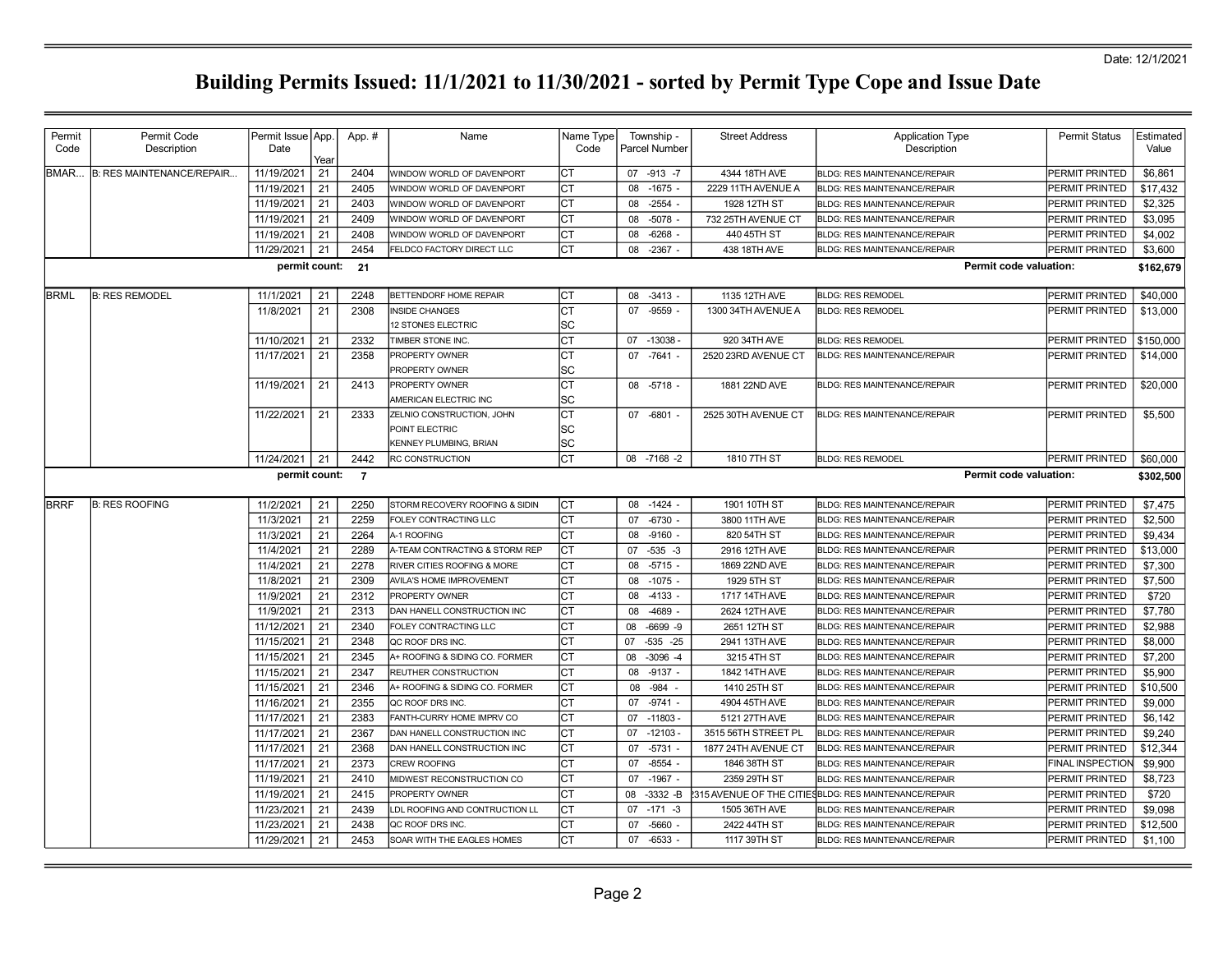Date: 12/1/2021

# Building Permits Issued: 11/1/2021 to 11/30/2021 - sorted by Permit Type Cope and Issue Date

| Permit Code | Permit Code Description | Permit Issue Date | App. Year | App. # | Name | Name Type Code | Township - Parcel Number | Street Address | Application Type Description | Permit Status | Estimated Value |
|---|---|---|---|---|---|---|---|---|---|---|---|
| BMAR... | B: RES MAINTENANCE/REPAIR... | 11/19/2021 | 21 | 2404 | WINDOW WORLD OF DAVENPORT | CT | 07 -913 -7 | 4344 18TH AVE | BLDG: RES MAINTENANCE/REPAIR | PERMIT PRINTED | $6,861 |
| | | 11/19/2021 | 21 | 2405 | WINDOW WORLD OF DAVENPORT | CT | 08 -1675 - | 2229 11TH AVENUE A | BLDG: RES MAINTENANCE/REPAIR | PERMIT PRINTED | $17,432 |
| | | 11/19/2021 | 21 | 2403 | WINDOW WORLD OF DAVENPORT | CT | 08 -2554 - | 1928 12TH ST | BLDG: RES MAINTENANCE/REPAIR | PERMIT PRINTED | $2,325 |
| | | 11/19/2021 | 21 | 2409 | WINDOW WORLD OF DAVENPORT | CT | 08 -5078 - | 732 25TH AVENUE CT | BLDG: RES MAINTENANCE/REPAIR | PERMIT PRINTED | $3,095 |
| | | 11/19/2021 | 21 | 2408 | WINDOW WORLD OF DAVENPORT | CT | 08 -6268 - | 440 45TH ST | BLDG: RES MAINTENANCE/REPAIR | PERMIT PRINTED | $4,002 |
| | | 11/29/2021 | 21 | 2454 | FELDCO FACTORY DIRECT LLC | CT | 08 -2367 - | 438 18TH AVE | BLDG: RES MAINTENANCE/REPAIR | PERMIT PRINTED | $3,600 |
| | | **permit count:** | | **21** | | | | | **Permit code valuation:** | | **$162,679** |
| BRML | B: RES REMODEL | 11/1/2021 | 21 | 2248 | BETTENDORF HOME REPAIR | CT | 08 -3413 - | 1135 12TH AVE | BLDG: RES REMODEL | PERMIT PRINTED | $40,000 |
| | | 11/8/2021 | 21 | 2308 | INSIDE CHANGES | CT | 07 -9559 - | 1300 34TH AVENUE A | BLDG: RES REMODEL | PERMIT PRINTED | $13,000 |
| | | | | | 12 STONES ELECTRIC | SC | | | | | |
| | | 11/10/2021 | 21 | 2332 | TIMBER STONE INC. | CT | 07 -13038 - | 920 34TH AVE | BLDG: RES REMODEL | PERMIT PRINTED | $150,000 |
| | | 11/17/2021 | 21 | 2358 | PROPERTY OWNER | CT | 07 -7641 - | 2520 23RD AVENUE CT | BLDG: RES MAINTENANCE/REPAIR | PERMIT PRINTED | $14,000 |
| | | | | | PROPERTY OWNER | SC | | | | | |
| | | 11/19/2021 | 21 | 2413 | PROPERTY OWNER | CT | 08 -5718 - | 1881 22ND AVE | BLDG: RES MAINTENANCE/REPAIR | PERMIT PRINTED | $20,000 |
| | | | | | AMERICAN ELECTRIC INC | SC | | | | | |
| | | 11/22/2021 | 21 | 2333 | ZELNIO CONSTRUCTION, JOHN | CT | 07 -6801 - | 2525 30TH AVENUE CT | BLDG: RES MAINTENANCE/REPAIR | PERMIT PRINTED | $5,500 |
| | | | | | POINT ELECTRIC | SC | | | | | |
| | | | | | KENNEY PLUMBING, BRIAN | SC | | | | | |
| | | 11/24/2021 | 21 | 2442 | RC CONSTRUCTION | CT | 08 -7168 -2 | 1810 7TH ST | BLDG: RES REMODEL | PERMIT PRINTED | $60,000 |
| | | **permit count:** | | **7** | | | | | **Permit code valuation:** | | **$302,500** |
| BRRF | B: RES ROOFING | 11/2/2021 | 21 | 2250 | STORM RECOVERY ROOFING & SIDIN | CT | 08 -1424 - | 1901 10TH ST | BLDG: RES MAINTENANCE/REPAIR | PERMIT PRINTED | $7,475 |
| | | 11/3/2021 | 21 | 2259 | FOLEY CONTRACTING LLC | CT | 07 -6730 - | 3800 11TH AVE | BLDG: RES MAINTENANCE/REPAIR | PERMIT PRINTED | $2,500 |
| | | 11/3/2021 | 21 | 2264 | A-1 ROOFING | CT | 08 -9160 - | 820 54TH ST | BLDG: RES MAINTENANCE/REPAIR | PERMIT PRINTED | $9,434 |
| | | 11/4/2021 | 21 | 2289 | A-TEAM CONTRACTING & STORM REP | CT | 07 -535 -3 | 2916 12TH AVE | BLDG: RES MAINTENANCE/REPAIR | PERMIT PRINTED | $13,000 |
| | | 11/4/2021 | 21 | 2278 | RIVER CITIES ROOFING & MORE | CT | 08 -5715 - | 1869 22ND AVE | BLDG: RES MAINTENANCE/REPAIR | PERMIT PRINTED | $7,300 |
| | | 11/8/2021 | 21 | 2309 | AVILA'S HOME IMPROVEMENT | CT | 08 -1075 - | 1929 5TH ST | BLDG: RES MAINTENANCE/REPAIR | PERMIT PRINTED | $7,500 |
| | | 11/9/2021 | 21 | 2312 | PROPERTY OWNER | CT | 08 -4133 - | 1717 14TH AVE | BLDG: RES MAINTENANCE/REPAIR | PERMIT PRINTED | $720 |
| | | 11/9/2021 | 21 | 2313 | DAN HANELL CONSTRUCTION INC | CT | 08 -4689 - | 2624 12TH AVE | BLDG: RES MAINTENANCE/REPAIR | PERMIT PRINTED | $7,780 |
| | | 11/12/2021 | 21 | 2340 | FOLEY CONTRACTING LLC | CT | 08 -6699 -9 | 2651 12TH ST | BLDG: RES MAINTENANCE/REPAIR | PERMIT PRINTED | $2,988 |
| | | 11/15/2021 | 21 | 2348 | QC ROOF DRS INC. | CT | 07 -535 -25 | 2941 13TH AVE | BLDG: RES MAINTENANCE/REPAIR | PERMIT PRINTED | $8,000 |
| | | 11/15/2021 | 21 | 2345 | A+ ROOFING & SIDING CO. FORMER | CT | 08 -3096 -4 | 3215 4TH ST | BLDG: RES MAINTENANCE/REPAIR | PERMIT PRINTED | $7,200 |
| | | 11/15/2021 | 21 | 2347 | REUTHER CONSTRUCTION | CT | 08 -9137 - | 1842 14TH AVE | BLDG: RES MAINTENANCE/REPAIR | PERMIT PRINTED | $5,900 |
| | | 11/15/2021 | 21 | 2346 | A+ ROOFING & SIDING CO. FORMER | CT | 08 -984 - | 1410 25TH ST | BLDG: RES MAINTENANCE/REPAIR | PERMIT PRINTED | $10,500 |
| | | 11/16/2021 | 21 | 2355 | QC ROOF DRS INC. | CT | 07 -9741 - | 4904 45TH AVE | BLDG: RES MAINTENANCE/REPAIR | PERMIT PRINTED | $9,000 |
| | | 11/17/2021 | 21 | 2383 | FANTH-CURRY HOME IMPRV CO | CT | 07 -11803 - | 5121 27TH AVE | BLDG: RES MAINTENANCE/REPAIR | PERMIT PRINTED | $6,142 |
| | | 11/17/2021 | 21 | 2367 | DAN HANELL CONSTRUCTION INC | CT | 07 -12103 - | 3515 56TH STREET PL | BLDG: RES MAINTENANCE/REPAIR | PERMIT PRINTED | $9,240 |
| | | 11/17/2021 | 21 | 2368 | DAN HANELL CONSTRUCTION INC | CT | 07 -5731 - | 1877 24TH AVENUE CT | BLDG: RES MAINTENANCE/REPAIR | PERMIT PRINTED | $12,344 |
| | | 11/17/2021 | 21 | 2373 | CREW ROOFING | CT | 07 -8554 - | 1846 38TH ST | BLDG: RES MAINTENANCE/REPAIR | FINAL INSPECTION | $9,900 |
| | | 11/19/2021 | 21 | 2410 | MIDWEST RECONSTRUCTION CO | CT | 07 -1967 - | 2359 29TH ST | BLDG: RES MAINTENANCE/REPAIR | PERMIT PRINTED | $8,723 |
| | | 11/19/2021 | 21 | 2415 | PROPERTY OWNER | CT | 08 -3332 -B | 2315 AVENUE OF THE CITIES | BLDG: RES MAINTENANCE/REPAIR | PERMIT PRINTED | $720 |
| | | 11/23/2021 | 21 | 2439 | LDL ROOFING AND CONTRUCTION LL | CT | 07 -171 -3 | 1505 36TH AVE | BLDG: RES MAINTENANCE/REPAIR | PERMIT PRINTED | $9,098 |
| | | 11/23/2021 | 21 | 2438 | QC ROOF DRS INC. | CT | 07 -5660 - | 2422 44TH ST | BLDG: RES MAINTENANCE/REPAIR | PERMIT PRINTED | $12,500 |
| | | 11/29/2021 | 21 | 2453 | SOAR WITH THE EAGLES HOMES | CT | 07 -6533 - | 1117 39TH ST | BLDG: RES MAINTENANCE/REPAIR | PERMIT PRINTED | $1,100 |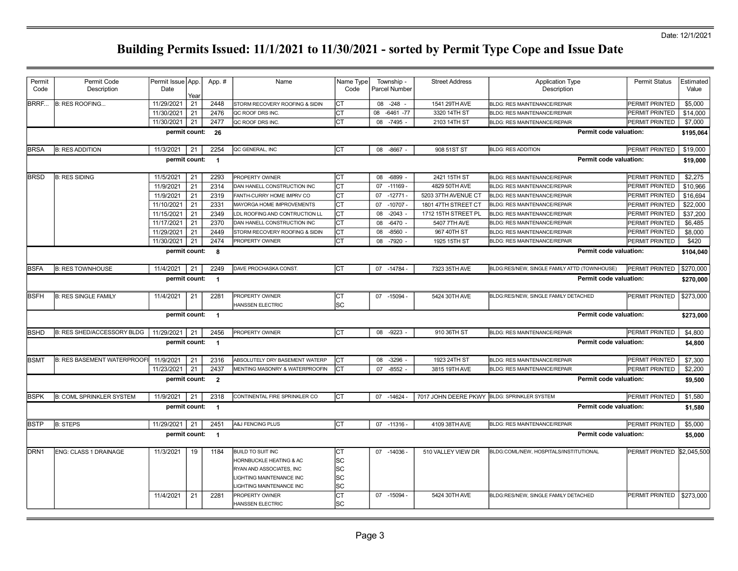Date: 12/1/2021

# Building Permits Issued: 11/1/2021 to 11/30/2021 - sorted by Permit Type Cope and Issue Date

| Permit Code | Permit Code Description | Permit Issue Date | App. Year | App. # | Name | Name Type Code | Township - Parcel Number | Street Address | Application Type Description | Permit Status | Estimated Value |
|---|---|---|---|---|---|---|---|---|---|---|---|
| BRRF... | B: RES ROOFING... | 11/29/2021 | 21 | 2448 | STORM RECOVERY ROOFING & SIDIN | CT | 08 -248 - | 1541 29TH AVE | BLDG: RES MAINTENANCE/REPAIR | PERMIT PRINTED | $5,000 |
| | | 11/30/2021 | 21 | 2476 | QC ROOF DRS INC. | CT | 08 -6461 -77 | 3320 14TH ST | BLDG: RES MAINTENANCE/REPAIR | PERMIT PRINTED | $14,000 |
| | | 11/30/2021 | 21 | 2477 | QC ROOF DRS INC. | CT | 08 -7495 - | 2103 14TH ST | BLDG: RES MAINTENANCE/REPAIR | PERMIT PRINTED | $7,000 |
| | | **permit count:** | | **26** | | | | | **Permit code valuation:** | | **$195,064** |
| BRSA | B: RES ADDITION | 11/3/2021 | 21 | 2254 | QC GENERAL, INC | CT | 08 -8667 - | 908 51ST ST | BLDG: RES ADDITION | PERMIT PRINTED | $19,000 |
| | | **permit count:** | | **1** | | | | | **Permit code valuation:** | | **$19,000** |
| BRSD | B: RES SIDING | 11/5/2021 | 21 | 2293 | PROPERTY OWNER | CT | 08 -6899 - | 2421 15TH ST | BLDG: RES MAINTENANCE/REPAIR | PERMIT PRINTED | $2,275 |
| | | 11/9/2021 | 21 | 2314 | DAN HANELL CONSTRUCTION INC | CT | 07 -11169 - | 4829 50TH AVE | BLDG: RES MAINTENANCE/REPAIR | PERMIT PRINTED | $10,966 |
| | | 11/9/2021 | 21 | 2319 | FANTH-CURRY HOME IMPRV CO | CT | 07 -12771 - | 5203 37TH AVENUE CT | BLDG: RES MAINTENANCE/REPAIR | PERMIT PRINTED | $16,694 |
| | | 11/10/2021 | 21 | 2331 | MAYORGA HOME IMPROVEMENTS | CT | 07 -10707 - | 1801 47TH STREET CT | BLDG: RES MAINTENANCE/REPAIR | PERMIT PRINTED | $22,000 |
| | | 11/15/2021 | 21 | 2349 | LDL ROOFING AND CONTRUCTION LL | CT | 08 -2043 - | 1712 15TH STREET PL | BLDG: RES MAINTENANCE/REPAIR | PERMIT PRINTED | $37,200 |
| | | 11/17/2021 | 21 | 2370 | DAN HANELL CONSTRUCTION INC | CT | 08 -6470 - | 5407 7TH AVE | BLDG: RES MAINTENANCE/REPAIR | PERMIT PRINTED | $6,485 |
| | | 11/29/2021 | 21 | 2449 | STORM RECOVERY ROOFING & SIDIN | CT | 08 -8560 - | 967 40TH ST | BLDG: RES MAINTENANCE/REPAIR | PERMIT PRINTED | $8,000 |
| | | 11/30/2021 | 21 | 2474 | PROPERTY OWNER | CT | 08 -7920 - | 1925 15TH ST | BLDG: RES MAINTENANCE/REPAIR | PERMIT PRINTED | $420 |
| | | **permit count:** | | **8** | | | | | **Permit code valuation:** | | **$104,040** |
| BSFA | B: RES TOWNHOUSE | 11/4/2021 | 21 | 2249 | DAVE PROCHASKA CONST. | CT | 07 -14784 - | 7323 35TH AVE | BLDG:RES/NEW, SINGLE FAMILY ATTD (TOWNHOUSE) | PERMIT PRINTED | $270,000 |
| | | **permit count:** | | **1** | | | | | **Permit code valuation:** | | **$270,000** |
| BSFH | B: RES SINGLE FAMILY | 11/4/2021 | 21 | 2281 | PROPERTY OWNER | CT | 07 -15094 - | 5424 30TH AVE | BLDG:RES/NEW, SINGLE FAMILY DETACHED | PERMIT PRINTED | $273,000 |
| | | | | | HANSSEN ELECTRIC | SC | | | | | |
| | | **permit count:** | | **1** | | | | | **Permit code valuation:** | | **$273,000** |
| BSHD | B: RES SHED/ACCESSORY BLDG | 11/29/2021 | 21 | 2456 | PROPERTY OWNER | CT | 08 -9223 - | 910 36TH ST | BLDG: RES MAINTENANCE/REPAIR | PERMIT PRINTED | $4,800 |
| | | **permit count:** | | **1** | | | | | **Permit code valuation:** | | **$4,800** |
| BSMT | B: RES BASEMENT WATERPROOFI | 11/9/2021 | 21 | 2316 | ABSOLUTELY DRY BASEMENT WATERP | CT | 08 -3296 - | 1923 24TH ST | BLDG: RES MAINTENANCE/REPAIR | PERMIT PRINTED | $7,300 |
| | | 11/23/2021 | 21 | 2437 | MENTING MASONRY & WATERPROOFIN | CT | 07 -8552 - | 3815 19TH AVE | BLDG: RES MAINTENANCE/REPAIR | PERMIT PRINTED | $2,200 |
| | | **permit count:** | | **2** | | | | | **Permit code valuation:** | | **$9,500** |
| BSPK | B: COML SPRINKLER SYSTEM | 11/9/2021 | 21 | 2318 | CONTINENTAL FIRE SPRINKLER CO | CT | 07 -14624 - | 7017 JOHN DEERE PKWY | BLDG: SPRINKLER SYSTEM | PERMIT PRINTED | $1,580 |
| | | **permit count:** | | **1** | | | | | **Permit code valuation:** | | **$1,580** |
| BSTP | B: STEPS | 11/29/2021 | 21 | 2451 | A&J FENCING PLUS | CT | 07 -11316 - | 4109 38TH AVE | BLDG: RES MAINTENANCE/REPAIR | PERMIT PRINTED | $5,000 |
| | | **permit count:** | | **1** | | | | | **Permit code valuation:** | | **$5,000** |
| DRN1 | ENG: CLASS 1 DRAINAGE | 11/3/2021 | 19 | 1184 | BUILD TO SUIT INC | CT | 07 -14036 - | 510 VALLEY VIEW DR | BLDG:COML/NEW, HOSPITALS/INSTITUTIONAL | PERMIT PRINTED | $2,045,500 |
| | | | | | HORNBUCKLE HEATING & AC | SC | | | | | |
| | | | | | RYAN AND ASSOCIATES, INC | SC | | | | | |
| | | | | | LIGHTING MAINTENANCE INC | SC | | | | | |
| | | | | | LIGHTING MAINTENANCE INC | SC | | | | | |
| | | 11/4/2021 | 21 | 2281 | PROPERTY OWNER | CT | 07 -15094 - | 5424 30TH AVE | BLDG:RES/NEW, SINGLE FAMILY DETACHED | PERMIT PRINTED | $273,000 |
| | | | | | HANSSEN ELECTRIC | SC | | | | | |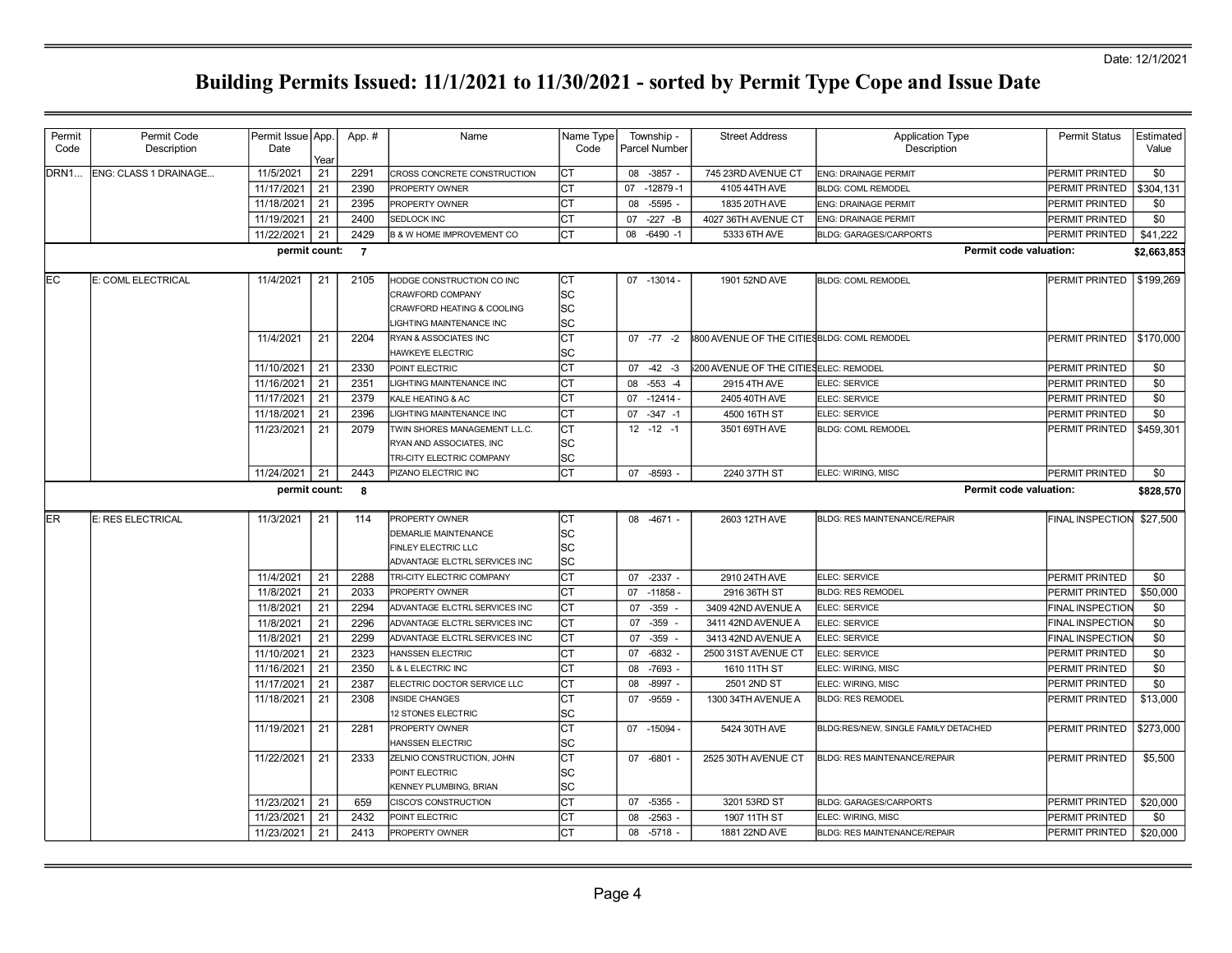Date: 12/1/2021

# Building Permits Issued: 11/1/2021 to 11/30/2021 - sorted by Permit Type Cope and Issue Date

| Permit Code | Permit Code Description | Permit Issue Date | App. Year | App. # | Name | Name Type Code | Township - Parcel Number | Street Address | Application Type Description | Permit Status | Estimated Value |
|---|---|---|---|---|---|---|---|---|---|---|---|
| DRN1... | ENG: CLASS 1 DRAINAGE... | 11/5/2021 | 21 | 2291 | CROSS CONCRETE CONSTRUCTION | CT | 08 -3857 - | 745 23RD AVENUE CT | ENG: DRAINAGE PERMIT | PERMIT PRINTED | $0 |
| | | 11/17/2021 | 21 | 2390 | PROPERTY OWNER | CT | 07 -12879 -1 | 4105 44TH AVE | BLDG: COML REMODEL | PERMIT PRINTED | $304,131 |
| | | 11/18/2021 | 21 | 2395 | PROPERTY OWNER | CT | 08 -5595 - | 1835 20TH AVE | ENG: DRAINAGE PERMIT | PERMIT PRINTED | $0 |
| | | 11/19/2021 | 21 | 2400 | SEDLOCK INC | CT | 07 -227 -B | 4027 36TH AVENUE CT | ENG: DRAINAGE PERMIT | PERMIT PRINTED | $0 |
| | | 11/22/2021 | 21 | 2429 | B & W HOME IMPROVEMENT CO | CT | 08 -6490 -1 | 5333 6TH AVE | BLDG: GARAGES/CARPORTS | PERMIT PRINTED | $41,222 |
| | | **permit count:** | | **7** | | | | | **Permit code valuation:** | | **$2,663,853** |
| EC | E: COML ELECTRICAL | 11/4/2021 | 21 | 2105 | HODGE CONSTRUCTION CO INC | CT | 07 -13014 - | 1901 52ND AVE | BLDG: COML REMODEL | PERMIT PRINTED | $199,269 |
| | | | | | CRAWFORD COMPANY | SC | | | | | |
| | | | | | CRAWFORD HEATING & COOLING | SC | | | | | |
| | | | | | LIGHTING MAINTENANCE INC | SC | | | | | |
| | | 11/4/2021 | 21 | 2204 | RYAN & ASSOCIATES INC | CT | 07 -77 -2 | 3800 AVENUE OF THE CITIES | BLDG: COML REMODEL | PERMIT PRINTED | $170,000 |
| | | | | | HAWKEYE ELECTRIC | SC | | | | | |
| | | 11/10/2021 | 21 | 2330 | POINT ELECTRIC | CT | 07 -42 -3 | 5200 AVENUE OF THE CITIES | ELEC: REMODEL | PERMIT PRINTED | $0 |
| | | 11/16/2021 | 21 | 2351 | LIGHTING MAINTENANCE INC | CT | 08 -553 -4 | 2915 4TH AVE | ELEC: SERVICE | PERMIT PRINTED | $0 |
| | | 11/17/2021 | 21 | 2379 | KALE HEATING & AC | CT | 07 -12414 - | 2405 40TH AVE | ELEC: SERVICE | PERMIT PRINTED | $0 |
| | | 11/18/2021 | 21 | 2396 | LIGHTING MAINTENANCE INC | CT | 07 -347 -1 | 4500 16TH ST | ELEC: SERVICE | PERMIT PRINTED | $0 |
| | | 11/23/2021 | 21 | 2079 | TWIN SHORES MANAGEMENT L.L.C. | CT | 12 -12 -1 | 3501 69TH AVE | BLDG: COML REMODEL | PERMIT PRINTED | $459,301 |
| | | | | | RYAN AND ASSOCIATES, INC | SC | | | | | |
| | | | | | TRI-CITY ELECTRIC COMPANY | SC | | | | | |
| | | 11/24/2021 | 21 | 2443 | PIZANO ELECTRIC INC | CT | 07 -8593 - | 2240 37TH ST | ELEC: WIRING, MISC | PERMIT PRINTED | $0 |
| | | **permit count:** | | **8** | | | | | **Permit code valuation:** | | **$828,570** |
| ER | E: RES ELECTRICAL | 11/3/2021 | 21 | 114 | PROPERTY OWNER | CT | 08 -4671 - | 2603 12TH AVE | BLDG: RES MAINTENANCE/REPAIR | FINAL INSPECTION | $27,500 |
| | | | | | DEMARLIE MAINTENANCE | SC | | | | | |
| | | | | | FINLEY ELECTRIC LLC | SC | | | | | |
| | | | | | ADVANTAGE ELCTRL SERVICES INC | SC | | | | | |
| | | 11/4/2021 | 21 | 2288 | TRI-CITY ELECTRIC COMPANY | CT | 07 -2337 - | 2910 24TH AVE | ELEC: SERVICE | PERMIT PRINTED | $0 |
| | | 11/8/2021 | 21 | 2033 | PROPERTY OWNER | CT | 07 -11858 - | 2916 36TH ST | BLDG: RES REMODEL | PERMIT PRINTED | $50,000 |
| | | 11/8/2021 | 21 | 2294 | ADVANTAGE ELCTRL SERVICES INC | CT | 07 -359 - | 3409 42ND AVENUE A | ELEC: SERVICE | FINAL INSPECTION | $0 |
| | | 11/8/2021 | 21 | 2296 | ADVANTAGE ELCTRL SERVICES INC | CT | 07 -359 - | 3411 42ND AVENUE A | ELEC: SERVICE | FINAL INSPECTION | $0 |
| | | 11/8/2021 | 21 | 2299 | ADVANTAGE ELCTRL SERVICES INC | CT | 07 -359 - | 3413 42ND AVENUE A | ELEC: SERVICE | FINAL INSPECTION | $0 |
| | | 11/10/2021 | 21 | 2323 | HANSSEN ELECTRIC | CT | 07 -6832 - | 2500 31ST AVENUE CT | ELEC: SERVICE | PERMIT PRINTED | $0 |
| | | 11/16/2021 | 21 | 2350 | L & L ELECTRIC INC | CT | 08 -7693 - | 1610 11TH ST | ELEC: WIRING, MISC | PERMIT PRINTED | $0 |
| | | 11/17/2021 | 21 | 2387 | ELECTRIC DOCTOR SERVICE LLC | CT | 08 -8997 - | 2501 2ND ST | ELEC: WIRING, MISC | PERMIT PRINTED | $0 |
| | | 11/18/2021 | 21 | 2308 | INSIDE CHANGES | CT | 07 -9559 - | 1300 34TH AVENUE A | BLDG: RES REMODEL | PERMIT PRINTED | $13,000 |
| | | | | | 12 STONES ELECTRIC | SC | | | | | |
| | | 11/19/2021 | 21 | 2281 | PROPERTY OWNER | CT | 07 -15094 - | 5424 30TH AVE | BLDG:RES/NEW, SINGLE FAMILY DETACHED | PERMIT PRINTED | $273,000 |
| | | | | | HANSSEN ELECTRIC | SC | | | | | |
| | | 11/22/2021 | 21 | 2333 | ZELNIO CONSTRUCTION, JOHN | CT | 07 -6801 - | 2525 30TH AVENUE CT | BLDG: RES MAINTENANCE/REPAIR | PERMIT PRINTED | $5,500 |
| | | | | | POINT ELECTRIC | SC | | | | | |
| | | | | | KENNEY PLUMBING, BRIAN | SC | | | | | |
| | | 11/23/2021 | 21 | 659 | CISCO'S CONSTRUCTION | CT | 07 -5355 - | 3201 53RD ST | BLDG: GARAGES/CARPORTS | PERMIT PRINTED | $20,000 |
| | | 11/23/2021 | 21 | 2432 | POINT ELECTRIC | CT | 08 -2563 - | 1907 11TH ST | ELEC: WIRING, MISC | PERMIT PRINTED | $0 |
| | | 11/23/2021 | 21 | 2413 | PROPERTY OWNER | CT | 08 -5718 - | 1881 22ND AVE | BLDG: RES MAINTENANCE/REPAIR | PERMIT PRINTED | $20,000 |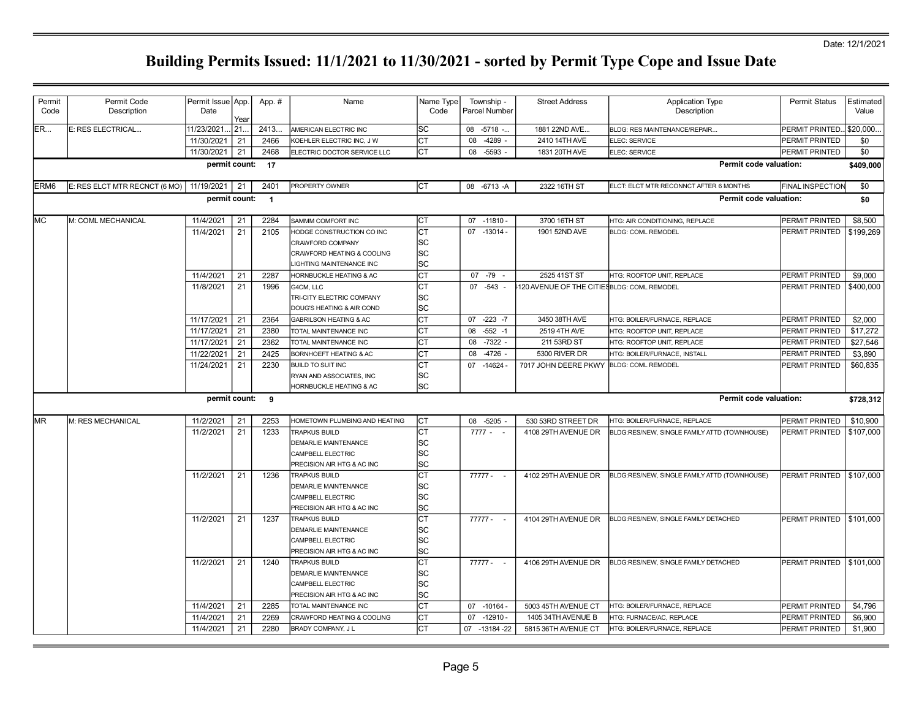Date: 12/1/2021

# Building Permits Issued: 11/1/2021 to 11/30/2021 - sorted by Permit Type Cope and Issue Date

| Permit Code | Permit Code Description | Permit Issue Date | App. Year | App. # | Name | Name Type Code | Township - Parcel Number | Street Address | Application Type Description | Permit Status | Estimated Value |
|---|---|---|---|---|---|---|---|---|---|---|---|
| ER... | E: RES ELECTRICAL... | 11/23/2021... | 21... | 2413... | AMERICAN ELECTRIC INC | SC | 08 -5718 -... | 1881 22ND AVE... | BLDG: RES MAINTENANCE/REPAIR... | PERMIT PRINTED... | $20,000... |
| | | 11/30/2021 | 21 | 2466 | KOEHLER ELECTRIC INC, J W | CT | 08 -4289 - | 2410 14TH AVE | ELEC: SERVICE | PERMIT PRINTED | $0 |
| | | 11/30/2021 | 21 | 2468 | ELECTRIC DOCTOR SERVICE LLC | CT | 08 -5593 - | 1831 20TH AVE | ELEC: SERVICE | PERMIT PRINTED | $0 |
| | | **permit count:** | | **17** | | | | | **Permit code valuation:** | | **$409,000** |
| ERM6 | E: RES ELCT MTR RECNCT (6 MO) | 11/19/2021 | 21 | 2401 | PROPERTY OWNER | CT | 08 -6713 -A | 2322 16TH ST | ELCT: ELCT MTR RECONNCT AFTER 6 MONTHS | FINAL INSPECTION | $0 |
| | | **permit count:** | | **1** | | | | | **Permit code valuation:** | | **$0** |
| MC | M: COML MECHANICAL | 11/4/2021 | 21 | 2284 | SAMMM COMFORT INC | CT | 07 -11810 - | 3700 16TH ST | HTG: AIR CONDITIONING, REPLACE | PERMIT PRINTED | $8,500 |
| | | 11/4/2021 | 21 | 2105 | HODGE CONSTRUCTION CO INC | CT | 07 -13014 - | 1901 52ND AVE | BLDG: COML REMODEL | PERMIT PRINTED | $199,269 |
| | | | | | CRAWFORD COMPANY | SC | | | | | |
| | | | | | CRAWFORD HEATING & COOLING | SC | | | | | |
| | | | | | LIGHTING MAINTENANCE INC | SC | | | | | |
| | | 11/4/2021 | 21 | 2287 | HORNBUCKLE HEATING & AC | CT | 07 -79 - | 2525 41ST ST | HTG: ROOFTOP UNIT, REPLACE | PERMIT PRINTED | $9,000 |
| | | 11/8/2021 | 21 | 1996 | G4CM, LLC | CT | 07 -543 - | 120 AVENUE OF THE CITIES | BLDG: COML REMODEL | PERMIT PRINTED | $400,000 |
| | | | | | TRI-CITY ELECTRIC COMPANY | SC | | | | | |
| | | | | | DOUG'S HEATING & AIR COND | SC | | | | | |
| | | 11/17/2021 | 21 | 2364 | GABRILSON HEATING & AC | CT | 07 -223 -7 | 3450 38TH AVE | HTG: BOILER/FURNACE, REPLACE | PERMIT PRINTED | $2,000 |
| | | 11/17/2021 | 21 | 2380 | TOTAL MAINTENANCE INC | CT | 08 -552 -1 | 2519 4TH AVE | HTG: ROOFTOP UNIT, REPLACE | PERMIT PRINTED | $17,272 |
| | | 11/17/2021 | 21 | 2362 | TOTAL MAINTENANCE INC | CT | 08 -7322 - | 211 53RD ST | HTG: ROOFTOP UNIT, REPLACE | PERMIT PRINTED | $27,546 |
| | | 11/22/2021 | 21 | 2425 | BORNHOEFT HEATING & AC | CT | 08 -4726 - | 5300 RIVER DR | HTG: BOILER/FURNACE, INSTALL | PERMIT PRINTED | $3,890 |
| | | 11/24/2021 | 21 | 2230 | BUILD TO SUIT INC | CT | 07 -14624 - | 7017 JOHN DEERE PKWY | BLDG: COML REMODEL | PERMIT PRINTED | $60,835 |
| | | | | | RYAN AND ASSOCIATES, INC | SC | | | | | |
| | | | | | HORNBUCKLE HEATING & AC | SC | | | | | |
| | | **permit count:** | | **9** | | | | | **Permit code valuation:** | | **$728,312** |
| MR | M: RES MECHANICAL | 11/2/2021 | 21 | 2253 | HOMETOWN PLUMBING AND HEATING | CT | 08 -5205 - | 530 53RD STREET DR | HTG: BOILER/FURNACE, REPLACE | PERMIT PRINTED | $10,900 |
| | | 11/2/2021 | 21 | 1233 | TRAPKUS BUILD | CT | 7777 - - | 4108 29TH AVENUE DR | BLDG:RES/NEW, SINGLE FAMILY ATTD (TOWNHOUSE) | PERMIT PRINTED | $107,000 |
| | | | | | DEMARLIE MAINTENANCE | SC | | | | | |
| | | | | | CAMPBELL ELECTRIC | SC | | | | | |
| | | | | | PRECISION AIR HTG & AC INC | SC | | | | | |
| | | 11/2/2021 | 21 | 1236 | TRAPKUS BUILD | CT | 77777 - - | 4102 29TH AVENUE DR | BLDG:RES/NEW, SINGLE FAMILY ATTD (TOWNHOUSE) | PERMIT PRINTED | $107,000 |
| | | | | | DEMARLIE MAINTENANCE | SC | | | | | |
| | | | | | CAMPBELL ELECTRIC | SC | | | | | |
| | | | | | PRECISION AIR HTG & AC INC | SC | | | | | |
| | | 11/2/2021 | 21 | 1237 | TRAPKUS BUILD | CT | 77777 - - | 4104 29TH AVENUE DR | BLDG:RES/NEW, SINGLE FAMILY DETACHED | PERMIT PRINTED | $101,000 |
| | | | | | DEMARLIE MAINTENANCE | SC | | | | | |
| | | | | | CAMPBELL ELECTRIC | SC | | | | | |
| | | | | | PRECISION AIR HTG & AC INC | SC | | | | | |
| | | 11/2/2021 | 21 | 1240 | TRAPKUS BUILD | CT | 77777 - - | 4106 29TH AVENUE DR | BLDG:RES/NEW, SINGLE FAMILY DETACHED | PERMIT PRINTED | $101,000 |
| | | | | | DEMARLIE MAINTENANCE | SC | | | | | |
| | | | | | CAMPBELL ELECTRIC | SC | | | | | |
| | | | | | PRECISION AIR HTG & AC INC | SC | | | | | |
| | | 11/4/2021 | 21 | 2285 | TOTAL MAINTENANCE INC | CT | 07 -10164 - | 5003 45TH AVENUE CT | HTG: BOILER/FURNACE, REPLACE | PERMIT PRINTED | $4,796 |
| | | 11/4/2021 | 21 | 2269 | CRAWFORD HEATING & COOLING | CT | 07 -12910 - | 1405 34TH AVENUE B | HTG: FURNACE/AC, REPLACE | PERMIT PRINTED | $6,900 |
| | | 11/4/2021 | 21 | 2280 | BRADY COMPANY, J L | CT | 07 -13184 -22 | 5815 36TH AVENUE CT | HTG: BOILER/FURNACE, REPLACE | PERMIT PRINTED | $1,900 |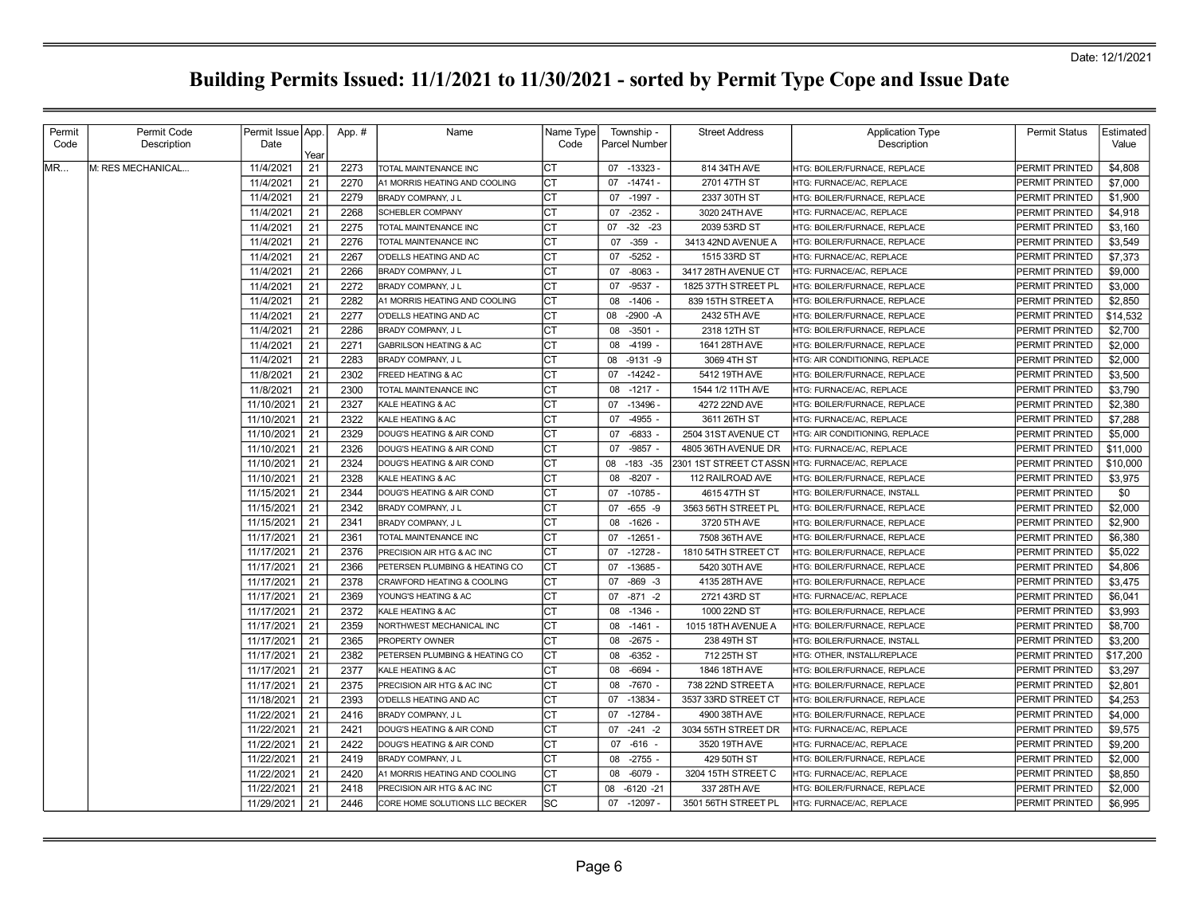Date: 12/1/2021

# Building Permits Issued: 11/1/2021 to 11/30/2021 - sorted by Permit Type Cope and Issue Date

| Permit Code | Permit Code Description | Permit Issue Date | App. Year | App. # | Name | Name Type Code | Township - Parcel Number | Street Address | Application Type Description | Permit Status | Estimated Value |
|---|---|---|---|---|---|---|---|---|---|---|---|
| MR... | M: RES MECHANICAL... | 11/4/2021 | 21 | 2273 | TOTAL MAINTENANCE INC | CT | 07 -13323 - | 814 34TH AVE | HTG: BOILER/FURNACE, REPLACE | PERMIT PRINTED | $4,808 |
| | | 11/4/2021 | 21 | 2270 | A1 MORRIS HEATING AND COOLING | CT | 07 -14741 - | 2701 47TH ST | HTG: FURNACE/AC, REPLACE | PERMIT PRINTED | $7,000 |
| | | 11/4/2021 | 21 | 2279 | BRADY COMPANY, J L | CT | 07 -1997 - | 2337 30TH ST | HTG: BOILER/FURNACE, REPLACE | PERMIT PRINTED | $1,900 |
| | | 11/4/2021 | 21 | 2268 | SCHEBLER COMPANY | CT | 07 -2352 - | 3020 24TH AVE | HTG: FURNACE/AC, REPLACE | PERMIT PRINTED | $4,918 |
| | | 11/4/2021 | 21 | 2275 | TOTAL MAINTENANCE INC | CT | 07 -32 -23 | 2039 53RD ST | HTG: BOILER/FURNACE, REPLACE | PERMIT PRINTED | $3,160 |
| | | 11/4/2021 | 21 | 2276 | TOTAL MAINTENANCE INC | CT | 07 -359 - | 3413 42ND AVENUE A | HTG: BOILER/FURNACE, REPLACE | PERMIT PRINTED | $3,549 |
| | | 11/4/2021 | 21 | 2267 | O'DELLS HEATING AND AC | CT | 07 -5252 - | 1515 33RD ST | HTG: FURNACE/AC, REPLACE | PERMIT PRINTED | $7,373 |
| | | 11/4/2021 | 21 | 2266 | BRADY COMPANY, J L | CT | 07 -8063 - | 3417 28TH AVENUE CT | HTG: FURNACE/AC, REPLACE | PERMIT PRINTED | $9,000 |
| | | 11/4/2021 | 21 | 2272 | BRADY COMPANY, J L | CT | 07 -9537 - | 1825 37TH STREET PL | HTG: BOILER/FURNACE, REPLACE | PERMIT PRINTED | $3,000 |
| | | 11/4/2021 | 21 | 2282 | A1 MORRIS HEATING AND COOLING | CT | 08 -1406 - | 839 15TH STREET A | HTG: BOILER/FURNACE, REPLACE | PERMIT PRINTED | $2,850 |
| | | 11/4/2021 | 21 | 2277 | O'DELLS HEATING AND AC | CT | 08 -2900 -A | 2432 5TH AVE | HTG: BOILER/FURNACE, REPLACE | PERMIT PRINTED | $14,532 |
| | | 11/4/2021 | 21 | 2286 | BRADY COMPANY, J L | CT | 08 -3501 - | 2318 12TH ST | HTG: BOILER/FURNACE, REPLACE | PERMIT PRINTED | $2,700 |
| | | 11/4/2021 | 21 | 2271 | GABRILSON HEATING & AC | CT | 08 -4199 - | 1641 28TH AVE | HTG: BOILER/FURNACE, REPLACE | PERMIT PRINTED | $2,000 |
| | | 11/4/2021 | 21 | 2283 | BRADY COMPANY, J L | CT | 08 -9131 -9 | 3069 4TH ST | HTG: AIR CONDITIONING, REPLACE | PERMIT PRINTED | $2,000 |
| | | 11/8/2021 | 21 | 2302 | FREED HEATING & AC | CT | 07 -14242 - | 5412 19TH AVE | HTG: BOILER/FURNACE, REPLACE | PERMIT PRINTED | $3,500 |
| | | 11/8/2021 | 21 | 2300 | TOTAL MAINTENANCE INC | CT | 08 -1217 - | 1544 1/2 11TH AVE | HTG: FURNACE/AC, REPLACE | PERMIT PRINTED | $3,790 |
| | | 11/10/2021 | 21 | 2327 | KALE HEATING & AC | CT | 07 -13496 - | 4272 22ND AVE | HTG: BOILER/FURNACE, REPLACE | PERMIT PRINTED | $2,380 |
| | | 11/10/2021 | 21 | 2322 | KALE HEATING & AC | CT | 07 -4955 - | 3611 26TH ST | HTG: FURNACE/AC, REPLACE | PERMIT PRINTED | $7,288 |
| | | 11/10/2021 | 21 | 2329 | DOUG'S HEATING & AIR COND | CT | 07 -6833 - | 2504 31ST AVENUE CT | HTG: AIR CONDITIONING, REPLACE | PERMIT PRINTED | $5,000 |
| | | 11/10/2021 | 21 | 2326 | DOUG'S HEATING & AIR COND | CT | 07 -9857 - | 4805 36TH AVENUE DR | HTG: FURNACE/AC, REPLACE | PERMIT PRINTED | $11,000 |
| | | 11/10/2021 | 21 | 2324 | DOUG'S HEATING & AIR COND | CT | 08 -183 -35 | 2301 1ST STREET CT ASSN | HTG: FURNACE/AC, REPLACE | PERMIT PRINTED | $10,000 |
| | | 11/10/2021 | 21 | 2328 | KALE HEATING & AC | CT | 08 -8207 - | 112 RAILROAD AVE | HTG: BOILER/FURNACE, REPLACE | PERMIT PRINTED | $3,975 |
| | | 11/15/2021 | 21 | 2344 | DOUG'S HEATING & AIR COND | CT | 07 -10785 - | 4615 47TH ST | HTG: BOILER/FURNACE, INSTALL | PERMIT PRINTED | $0 |
| | | 11/15/2021 | 21 | 2342 | BRADY COMPANY, J L | CT | 07 -655 -9 | 3563 56TH STREET PL | HTG: BOILER/FURNACE, REPLACE | PERMIT PRINTED | $2,000 |
| | | 11/15/2021 | 21 | 2341 | BRADY COMPANY, J L | CT | 08 -1626 - | 3720 5TH AVE | HTG: BOILER/FURNACE, REPLACE | PERMIT PRINTED | $2,900 |
| | | 11/17/2021 | 21 | 2361 | TOTAL MAINTENANCE INC | CT | 07 -12651 - | 7508 36TH AVE | HTG: BOILER/FURNACE, REPLACE | PERMIT PRINTED | $6,380 |
| | | 11/17/2021 | 21 | 2376 | PRECISION AIR HTG & AC INC | CT | 07 -12728 - | 1810 54TH STREET CT | HTG: BOILER/FURNACE, REPLACE | PERMIT PRINTED | $5,022 |
| | | 11/17/2021 | 21 | 2366 | PETERSEN PLUMBING & HEATING CO | CT | 07 -13685 - | 5420 30TH AVE | HTG: BOILER/FURNACE, REPLACE | PERMIT PRINTED | $4,806 |
| | | 11/17/2021 | 21 | 2378 | CRAWFORD HEATING & COOLING | CT | 07 -869 -3 | 4135 28TH AVE | HTG: BOILER/FURNACE, REPLACE | PERMIT PRINTED | $3,475 |
| | | 11/17/2021 | 21 | 2369 | YOUNG'S HEATING & AC | CT | 07 -871 -2 | 2721 43RD ST | HTG: FURNACE/AC, REPLACE | PERMIT PRINTED | $6,041 |
| | | 11/17/2021 | 21 | 2372 | KALE HEATING & AC | CT | 08 -1346 - | 1000 22ND ST | HTG: BOILER/FURNACE, REPLACE | PERMIT PRINTED | $3,993 |
| | | 11/17/2021 | 21 | 2359 | NORTHWEST MECHANICAL INC | CT | 08 -1461 - | 1015 18TH AVENUE A | HTG: BOILER/FURNACE, REPLACE | PERMIT PRINTED | $8,700 |
| | | 11/17/2021 | 21 | 2365 | PROPERTY OWNER | CT | 08 -2675 - | 238 49TH ST | HTG: BOILER/FURNACE, INSTALL | PERMIT PRINTED | $3,200 |
| | | 11/17/2021 | 21 | 2382 | PETERSEN PLUMBING & HEATING CO | CT | 08 -6352 - | 712 25TH ST | HTG: OTHER, INSTALL/REPLACE | PERMIT PRINTED | $17,200 |
| | | 11/17/2021 | 21 | 2377 | KALE HEATING & AC | CT | 08 -6694 - | 1846 18TH AVE | HTG: BOILER/FURNACE, REPLACE | PERMIT PRINTED | $3,297 |
| | | 11/17/2021 | 21 | 2375 | PRECISION AIR HTG & AC INC | CT | 08 -7670 - | 738 22ND STREET A | HTG: BOILER/FURNACE, REPLACE | PERMIT PRINTED | $2,801 |
| | | 11/18/2021 | 21 | 2393 | O'DELLS HEATING AND AC | CT | 07 -13834 - | 3537 33RD STREET CT | HTG: BOILER/FURNACE, REPLACE | PERMIT PRINTED | $4,253 |
| | | 11/22/2021 | 21 | 2416 | BRADY COMPANY, J L | CT | 07 -12784 - | 4900 38TH AVE | HTG: BOILER/FURNACE, REPLACE | PERMIT PRINTED | $4,000 |
| | | 11/22/2021 | 21 | 2421 | DOUG'S HEATING & AIR COND | CT | 07 -241 -2 | 3034 55TH STREET DR | HTG: FURNACE/AC, REPLACE | PERMIT PRINTED | $9,575 |
| | | 11/22/2021 | 21 | 2422 | DOUG'S HEATING & AIR COND | CT | 07 -616 - | 3520 19TH AVE | HTG: FURNACE/AC, REPLACE | PERMIT PRINTED | $9,200 |
| | | 11/22/2021 | 21 | 2419 | BRADY COMPANY, J L | CT | 08 -2755 - | 429 50TH ST | HTG: BOILER/FURNACE, REPLACE | PERMIT PRINTED | $2,000 |
| | | 11/22/2021 | 21 | 2420 | A1 MORRIS HEATING AND COOLING | CT | 08 -6079 - | 3204 15TH STREET C | HTG: FURNACE/AC, REPLACE | PERMIT PRINTED | $8,850 |
| | | 11/22/2021 | 21 | 2418 | PRECISION AIR HTG & AC INC | CT | 08 -6120 -21 | 337 28TH AVE | HTG: BOILER/FURNACE, REPLACE | PERMIT PRINTED | $2,000 |
| | | 11/29/2021 | 21 | 2446 | CORE HOME SOLUTIONS LLC BECKER | SC | 07 -12097 - | 3501 56TH STREET PL | HTG: FURNACE/AC, REPLACE | PERMIT PRINTED | $6,995 |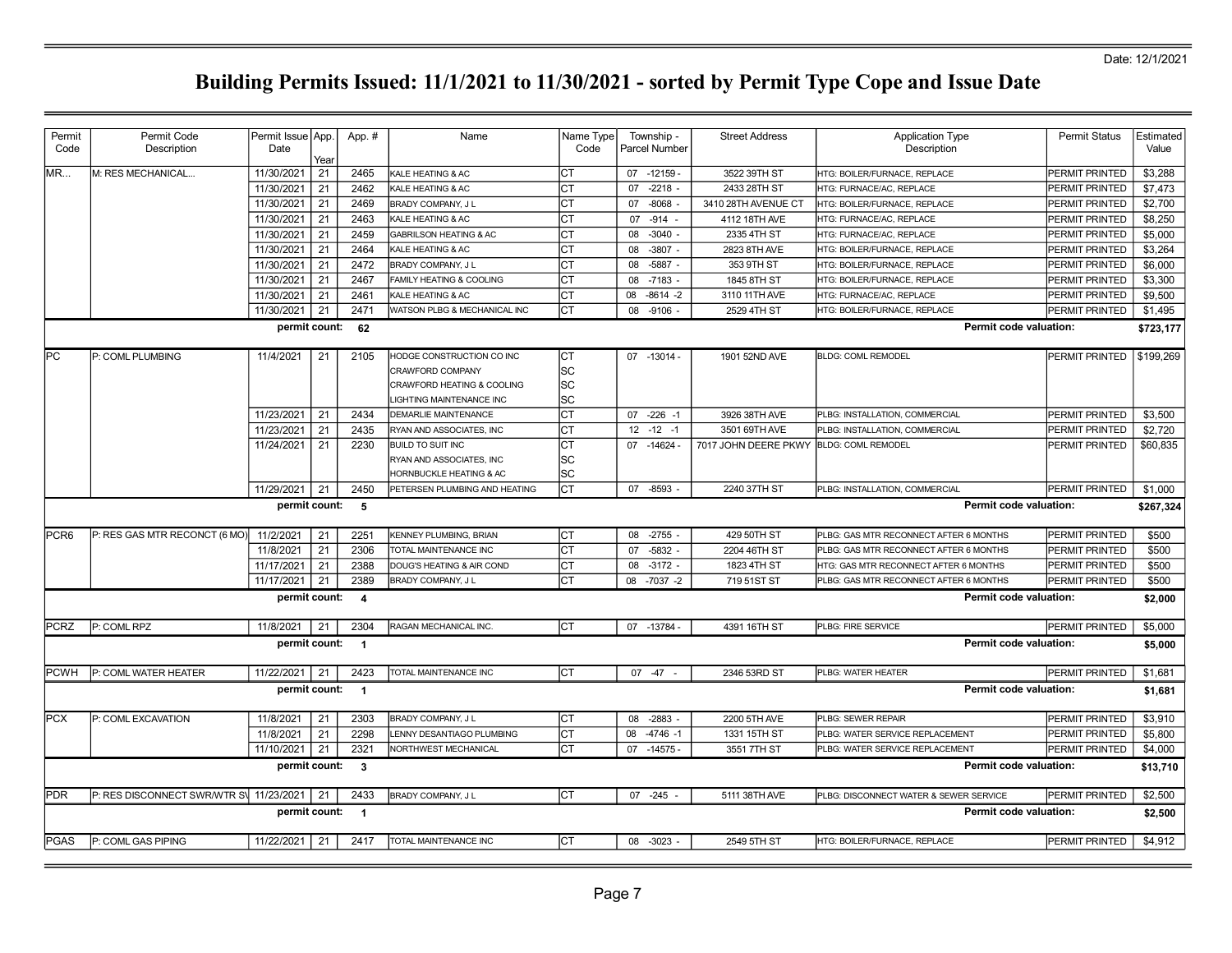# Building Permits Issued: 11/1/2021 to 11/30/2021 - sorted by Permit Type Cope and Issue Date

Date: 12/1/2021

| Permit Code | Permit Code Description | Permit Issue Date | App. Year | App. # | Name | Name Type Code | Township - Parcel Number | Street Address | Application Type Description | Permit Status | Estimated Value |
|---|---|---|---|---|---|---|---|---|---|---|---|
| MR... | M: RES MECHANICAL... | 11/30/2021 | 21 | 2465 | KALE HEATING & AC | CT | 07 -12159 - | 3522 39TH ST | HTG: BOILER/FURNACE, REPLACE | PERMIT PRINTED | $3,288 |
| | | 11/30/2021 | 21 | 2462 | KALE HEATING & AC | CT | 07 -2218 - | 2433 28TH ST | HTG: FURNACE/AC, REPLACE | PERMIT PRINTED | $7,473 |
| | | 11/30/2021 | 21 | 2469 | BRADY COMPANY, J L | CT | 07 -8068 - | 3410 28TH AVENUE CT | HTG: BOILER/FURNACE, REPLACE | PERMIT PRINTED | $2,700 |
| | | 11/30/2021 | 21 | 2463 | KALE HEATING & AC | CT | 07 -914 - | 4112 18TH AVE | HTG: FURNACE/AC, REPLACE | PERMIT PRINTED | $8,250 |
| | | 11/30/2021 | 21 | 2459 | GABRILSON HEATING & AC | CT | 08 -3040 - | 2335 4TH ST | HTG: FURNACE/AC, REPLACE | PERMIT PRINTED | $5,000 |
| | | 11/30/2021 | 21 | 2464 | KALE HEATING & AC | CT | 08 -3807 - | 2823 8TH AVE | HTG: BOILER/FURNACE, REPLACE | PERMIT PRINTED | $3,264 |
| | | 11/30/2021 | 21 | 2472 | BRADY COMPANY, J L | CT | 08 -5887 - | 353 9TH ST | HTG: BOILER/FURNACE, REPLACE | PERMIT PRINTED | $6,000 |
| | | 11/30/2021 | 21 | 2467 | FAMILY HEATING & COOLING | CT | 08 -7183 - | 1845 8TH ST | HTG: BOILER/FURNACE, REPLACE | PERMIT PRINTED | $3,300 |
| | | 11/30/2021 | 21 | 2461 | KALE HEATING & AC | CT | 08 -8614 -2 | 3110 11TH AVE | HTG: FURNACE/AC, REPLACE | PERMIT PRINTED | $9,500 |
| | | 11/30/2021 | 21 | 2471 | WATSON PLBG & MECHANICAL INC | CT | 08 -9106 - | 2529 4TH ST | HTG: BOILER/FURNACE, REPLACE | PERMIT PRINTED | $1,495 |
| | | permit count: | | 62 | | | | | | Permit code valuation: | $723,177 |
| PC | P: COML PLUMBING | 11/4/2021 | 21 | 2105 | HODGE CONSTRUCTION CO INC | CT | 07 -13014 - | 1901 52ND AVE | BLDG: COML REMODEL | PERMIT PRINTED | $199,269 |
| | | | | | CRAWFORD COMPANY | SC | | | | | |
| | | | | | CRAWFORD HEATING & COOLING | SC | | | | | |
| | | | | | LIGHTING MAINTENANCE INC | SC | | | | | |
| | | 11/23/2021 | 21 | 2434 | DEMARLIE MAINTENANCE | CT | 07 -226 -1 | 3926 38TH AVE | PLBG: INSTALLATION, COMMERCIAL | PERMIT PRINTED | $3,500 |
| | | 11/23/2021 | 21 | 2435 | RYAN AND ASSOCIATES, INC | CT | 12 -12 -1 | 3501 69TH AVE | PLBG: INSTALLATION, COMMERCIAL | PERMIT PRINTED | $2,720 |
| | | 11/24/2021 | 21 | 2230 | BUILD TO SUIT INC | CT | 07 -14624 - | 7017 JOHN DEERE PKWY | BLDG: COML REMODEL | PERMIT PRINTED | $60,835 |
| | | | | | RYAN AND ASSOCIATES, INC | SC | | | | | |
| | | | | | HORNBUCKLE HEATING & AC | SC | | | | | |
| | | 11/29/2021 | 21 | 2450 | PETERSEN PLUMBING AND HEATING | CT | 07 -8593 - | 2240 37TH ST | PLBG: INSTALLATION, COMMERCIAL | PERMIT PRINTED | $1,000 |
| | | permit count: | | 5 | | | | | | Permit code valuation: | $267,324 |
| PCR6 | P: RES GAS MTR RECONCT (6 MO) | 11/2/2021 | 21 | 2251 | KENNEY PLUMBING, BRIAN | CT | 08 -2755 - | 429 50TH ST | PLBG: GAS MTR RECONNECT AFTER 6 MONTHS | PERMIT PRINTED | $500 |
| | | 11/8/2021 | 21 | 2306 | TOTAL MAINTENANCE INC | CT | 07 -5832 - | 2204 46TH ST | PLBG: GAS MTR RECONNECT AFTER 6 MONTHS | PERMIT PRINTED | $500 |
| | | 11/17/2021 | 21 | 2388 | DOUG'S HEATING & AIR COND | CT | 08 -3172 - | 1823 4TH ST | HTG: GAS MTR RECONNECT AFTER 6 MONTHS | PERMIT PRINTED | $500 |
| | | 11/17/2021 | 21 | 2389 | BRADY COMPANY, J L | CT | 08 -7037 -2 | 719 51ST ST | PLBG: GAS MTR RECONNECT AFTER 6 MONTHS | PERMIT PRINTED | $500 |
| | | permit count: | | 4 | | | | | | Permit code valuation: | $2,000 |
| PCRZ | P: COML RPZ | 11/8/2021 | 21 | 2304 | RAGAN MECHANICAL INC. | CT | 07 -13784 - | 4391 16TH ST | PLBG: FIRE SERVICE | PERMIT PRINTED | $5,000 |
| | | permit count: | | 1 | | | | | | Permit code valuation: | $5,000 |
| PCWH | P: COML WATER HEATER | 11/22/2021 | 21 | 2423 | TOTAL MAINTENANCE INC | CT | 07 -47 - | 2346 53RD ST | PLBG: WATER HEATER | PERMIT PRINTED | $1,681 |
| | | permit count: | | 1 | | | | | | Permit code valuation: | $1,681 |
| PCX | P: COML EXCAVATION | 11/8/2021 | 21 | 2303 | BRADY COMPANY, J L | CT | 08 -2883 - | 2200 5TH AVE | PLBG: SEWER REPAIR | PERMIT PRINTED | $3,910 |
| | | 11/8/2021 | 21 | 2298 | LENNY DESANTIAGO PLUMBING | CT | 08 -4746 -1 | 1331 15TH ST | PLBG: WATER SERVICE REPLACEMENT | PERMIT PRINTED | $5,800 |
| | | 11/10/2021 | 21 | 2321 | NORTHWEST MECHANICAL | CT | 07 -14575 - | 3551 7TH ST | PLBG: WATER SERVICE REPLACEMENT | PERMIT PRINTED | $4,000 |
| | | permit count: | | 3 | | | | | | Permit code valuation: | $13,710 |
| PDR | P: RES DISCONNECT SWR/WTR S\ | 11/23/2021 | 21 | 2433 | BRADY COMPANY, J L | CT | 07 -245 - | 5111 38TH AVE | PLBG: DISCONNECT WATER & SEWER SERVICE | PERMIT PRINTED | $2,500 |
| | | permit count: | | 1 | | | | | | Permit code valuation: | $2,500 |
| PGAS | P: COML GAS PIPING | 11/22/2021 | 21 | 2417 | TOTAL MAINTENANCE INC | CT | 08 -3023 - | 2549 5TH ST | HTG: BOILER/FURNACE, REPLACE | PERMIT PRINTED | $4,912 |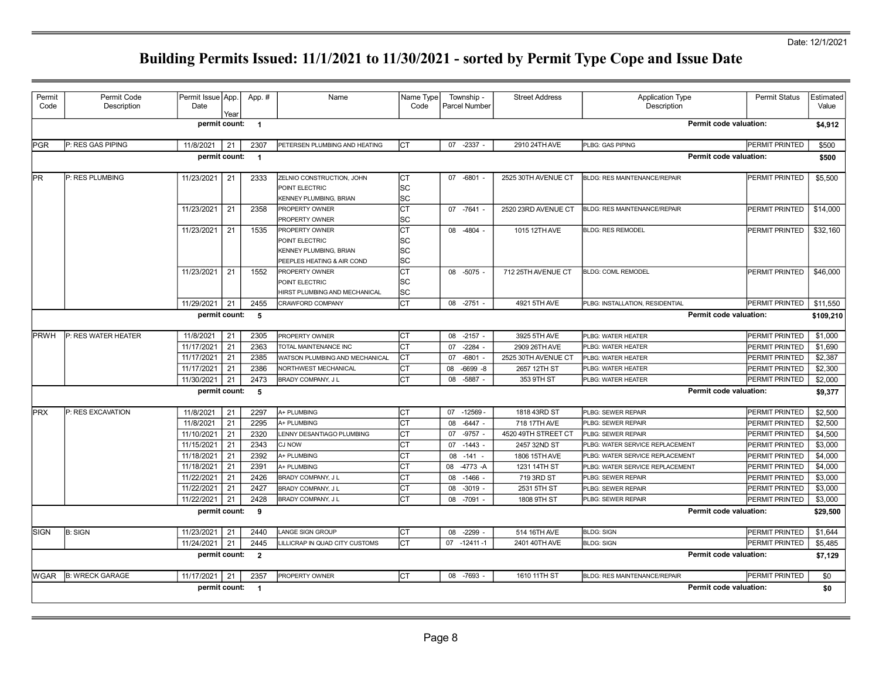Date: 12/1/2021

# Building Permits Issued: 11/1/2021 to 11/30/2021 - sorted by Permit Type Cope and Issue Date

| Permit Code | Permit Code Description | Permit Issue Date | App. Year | App. # | Name | Name Type Code | Township - Parcel Number | Street Address | Application Type Description | Permit Status | Estimated Value |
|---|---|---|---|---|---|---|---|---|---|---|---|
| | | **permit count:** | | **1** | | | | | **Permit code valuation:** | | **$4,912** |
| PGR | P: RES GAS PIPING | 11/8/2021 | 21 | 2307 | PETERSEN PLUMBING AND HEATING | CT | 07 -2337 - | 2910 24TH AVE | PLBG: GAS PIPING | PERMIT PRINTED | $500 |
| | | **permit count:** | | **1** | | | | | **Permit code valuation:** | | **$500** |
| PR | P: RES PLUMBING | 11/23/2021 | 21 | 2333 | ZELNIO CONSTRUCTION, JOHN | CT | 07 -6801 - | 2525 30TH AVENUE CT | BLDG: RES MAINTENANCE/REPAIR | PERMIT PRINTED | $5,500 |
| | | | | | POINT ELECTRIC | SC | | | | | |
| | | | | | KENNEY PLUMBING, BRIAN | SC | | | | | |
| | | 11/23/2021 | 21 | 2358 | PROPERTY OWNER | CT | 07 -7641 - | 2520 23RD AVENUE CT | BLDG: RES MAINTENANCE/REPAIR | PERMIT PRINTED | $14,000 |
| | | | | | PROPERTY OWNER | SC | | | | | |
| | | 11/23/2021 | 21 | 1535 | PROPERTY OWNER | CT | 08 -4804 - | 1015 12TH AVE | BLDG: RES REMODEL | PERMIT PRINTED | $32,160 |
| | | | | | POINT ELECTRIC | SC | | | | | |
| | | | | | KENNEY PLUMBING, BRIAN | SC | | | | | |
| | | | | | PEEPLES HEATING & AIR COND | SC | | | | | |
| | | 11/23/2021 | 21 | 1552 | PROPERTY OWNER | CT | 08 -5075 - | 712 25TH AVENUE CT | BLDG: COML REMODEL | PERMIT PRINTED | $46,000 |
| | | | | | POINT ELECTRIC | SC | | | | | |
| | | | | | HIRST PLUMBING AND MECHANICAL | SC | | | | | |
| | | 11/29/2021 | 21 | 2455 | CRAWFORD COMPANY | CT | 08 -2751 - | 4921 5TH AVE | PLBG: INSTALLATION, RESIDENTIAL | PERMIT PRINTED | $11,550 |
| | | **permit count:** | | **5** | | | | | **Permit code valuation:** | | **$109,210** |
| PRWH | P: RES WATER HEATER | 11/8/2021 | 21 | 2305 | PROPERTY OWNER | CT | 08 -2157 - | 3925 5TH AVE | PLBG: WATER HEATER | PERMIT PRINTED | $1,000 |
| | | 11/17/2021 | 21 | 2363 | TOTAL MAINTENANCE INC | CT | 07 -2284 - | 2909 26TH AVE | PLBG: WATER HEATER | PERMIT PRINTED | $1,690 |
| | | 11/17/2021 | 21 | 2385 | WATSON PLUMBING AND MECHANICAL | CT | 07 -6801 - | 2525 30TH AVENUE CT | PLBG: WATER HEATER | PERMIT PRINTED | $2,387 |
| | | 11/17/2021 | 21 | 2386 | NORTHWEST MECHANICAL | CT | 08 -6699 -8 | 2657 12TH ST | PLBG: WATER HEATER | PERMIT PRINTED | $2,300 |
| | | 11/30/2021 | 21 | 2473 | BRADY COMPANY, J L | CT | 08 -5887 - | 353 9TH ST | PLBG: WATER HEATER | PERMIT PRINTED | $2,000 |
| | | **permit count:** | | **5** | | | | | **Permit code valuation:** | | **$9,377** |
| PRX | P: RES EXCAVATION | 11/8/2021 | 21 | 2297 | A+ PLUMBING | CT | 07 -12569 - | 1818 43RD ST | PLBG: SEWER REPAIR | PERMIT PRINTED | $2,500 |
| | | 11/8/2021 | 21 | 2295 | A+ PLUMBING | CT | 08 -6447 - | 718 17TH AVE | PLBG: SEWER REPAIR | PERMIT PRINTED | $2,500 |
| | | 11/10/2021 | 21 | 2320 | LENNY DESANTIAGO PLUMBING | CT | 07 -9757 - | 4520 49TH STREET CT | PLBG: SEWER REPAIR | PERMIT PRINTED | $4,500 |
| | | 11/15/2021 | 21 | 2343 | CJ NOW | CT | 07 -1443 - | 2457 32ND ST | PLBG: WATER SERVICE REPLACEMENT | PERMIT PRINTED | $3,000 |
| | | 11/18/2021 | 21 | 2392 | A+ PLUMBING | CT | 08 -141 - | 1806 15TH AVE | PLBG: WATER SERVICE REPLACEMENT | PERMIT PRINTED | $4,000 |
| | | 11/18/2021 | 21 | 2391 | A+ PLUMBING | CT | 08 -4773 -A | 1231 14TH ST | PLBG: WATER SERVICE REPLACEMENT | PERMIT PRINTED | $4,000 |
| | | 11/22/2021 | 21 | 2426 | BRADY COMPANY, J L | CT | 08 -1466 - | 719 3RD ST | PLBG: SEWER REPAIR | PERMIT PRINTED | $3,000 |
| | | 11/22/2021 | 21 | 2427 | BRADY COMPANY, J L | CT | 08 -3019 - | 2531 5TH ST | PLBG: SEWER REPAIR | PERMIT PRINTED | $3,000 |
| | | 11/22/2021 | 21 | 2428 | BRADY COMPANY, J L | CT | 08 -7091 - | 1808 9TH ST | PLBG: SEWER REPAIR | PERMIT PRINTED | $3,000 |
| | | **permit count:** | | **9** | | | | | **Permit code valuation:** | | **$29,500** |
| SIGN | B: SIGN | 11/23/2021 | 21 | 2440 | LANGE SIGN GROUP | CT | 08 -2299 - | 514 16TH AVE | BLDG: SIGN | PERMIT PRINTED | $1,644 |
| | | 11/24/2021 | 21 | 2445 | LILLICRAP IN QUAD CITY CUSTOMS | CT | 07 -12411 -1 | 2401 40TH AVE | BLDG: SIGN | PERMIT PRINTED | $5,485 |
| | | **permit count:** | | **2** | | | | | **Permit code valuation:** | | **$7,129** |
| WGAR | B: WRECK GARAGE | 11/17/2021 | 21 | 2357 | PROPERTY OWNER | CT | 08 -7693 - | 1610 11TH ST | BLDG: RES MAINTENANCE/REPAIR | PERMIT PRINTED | $0 |
| | | **permit count:** | | **1** | | | | | **Permit code valuation:** | | **$0** |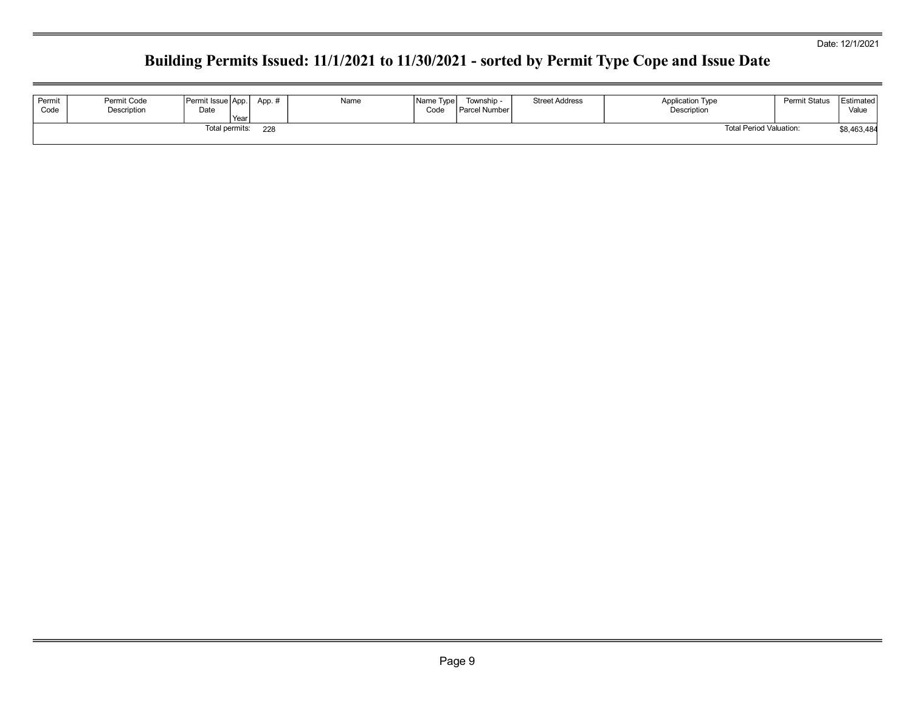# Building Permits Issued: 11/1/2021 to 11/30/2021 - sorted by Permit Type Cope and Issue Date

Date: 12/1/2021

| Permit Code | Permit Code Description | Permit Issue Date | App. Year | App. # | Name | Name Type Code | Township - Parcel Number | Street Address | Application Type Description | Permit Status | Estimated Value |
|---|---|---|---|---|---|---|---|---|---|---|---|
| | | | Total permits: | 228 | | | | | | Total Period Valuation: | $8,463,484 |